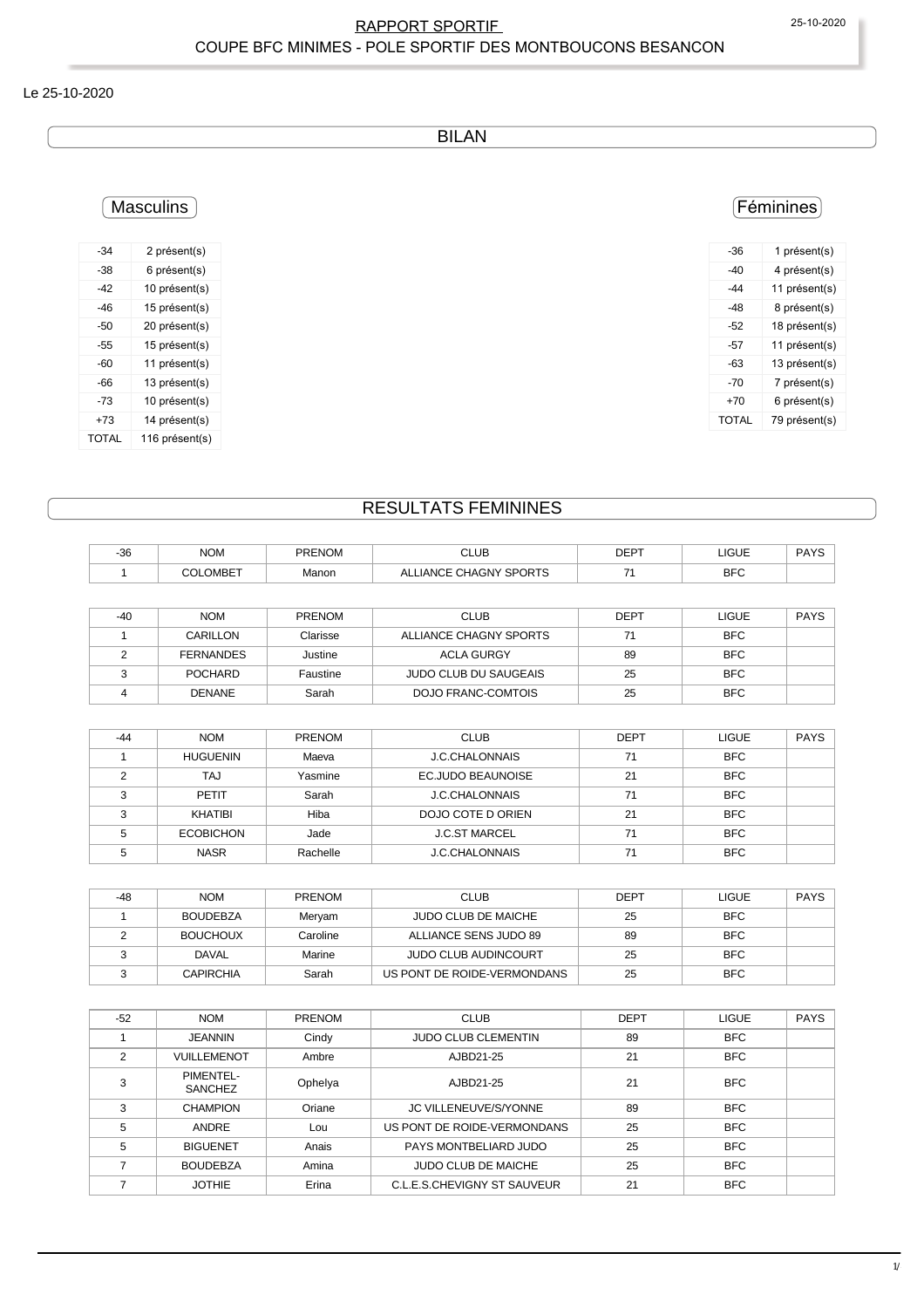# RAPPORT SPORTIF

## COUPE BFC MINIMES - POLE SPORTIF DES MONTBOUCONS BESANCON

Le 25-10-2020

## BILAN

### Masculins

| | |
|---|---|
| -34 | 2 présent(s) |
| -38 | 6 présent(s) |
| -42 | 10 présent(s) |
| -46 | 15 présent(s) |
| -50 | 20 présent(s) |
| -55 | 15 présent(s) |
| -60 | 11 présent(s) |
| -66 | 13 présent(s) |
| -73 | 10 présent(s) |
| +73 | 14 présent(s) |
| TOTAL | 116 présent(s) |

### Féminines

| | |
|---|---|
| -36 | 1 présent(s) |
| -40 | 4 présent(s) |
| -44 | 11 présent(s) |
| -48 | 8 présent(s) |
| -52 | 18 présent(s) |
| -57 | 11 présent(s) |
| -63 | 13 présent(s) |
| -70 | 7 présent(s) |
| +70 | 6 présent(s) |
| TOTAL | 79 présent(s) |

## RESULTATS FEMININES

| -36 | NOM | PRENOM | CLUB | DEPT | LIGUE | PAYS |
|---|---|---|---|---|---|---|
| 1 | COLOMBET | Manon | ALLIANCE CHAGNY SPORTS | 71 | BFC | |

| -40 | NOM | PRENOM | CLUB | DEPT | LIGUE | PAYS |
|---|---|---|---|---|---|---|
| 1 | CARILLON | Clarisse | ALLIANCE CHAGNY SPORTS | 71 | BFC | |
| 2 | FERNANDES | Justine | ACLA GURGY | 89 | BFC | |
| 3 | POCHARD | Faustine | JUDO CLUB DU SAUGEAIS | 25 | BFC | |
| 4 | DENANE | Sarah | DOJO FRANC-COMTOIS | 25 | BFC | |

| -44 | NOM | PRENOM | CLUB | DEPT | LIGUE | PAYS |
|---|---|---|---|---|---|---|
| 1 | HUGUENIN | Maeva | J.C.CHALONNAIS | 71 | BFC | |
| 2 | TAJ | Yasmine | EC.JUDO BEAUNOISE | 21 | BFC | |
| 3 | PETIT | Sarah | J.C.CHALONNAIS | 71 | BFC | |
| 3 | KHATIBI | Hiba | DOJO COTE D ORIEN | 21 | BFC | |
| 5 | ECOBICHON | Jade | J.C.ST MARCEL | 71 | BFC | |
| 5 | NASR | Rachelle | J.C.CHALONNAIS | 71 | BFC | |

| -48 | NOM | PRENOM | CLUB | DEPT | LIGUE | PAYS |
|---|---|---|---|---|---|---|
| 1 | BOUDEBZA | Meryam | JUDO CLUB DE MAICHE | 25 | BFC | |
| 2 | BOUCHOUX | Caroline | ALLIANCE SENS JUDO 89 | 89 | BFC | |
| 3 | DAVAL | Marine | JUDO CLUB AUDINCOURT | 25 | BFC | |
| 3 | CAPIRCHIA | Sarah | US PONT DE ROIDE-VERMONDANS | 25 | BFC | |

| -52 | NOM | PRENOM | CLUB | DEPT | LIGUE | PAYS |
|---|---|---|---|---|---|---|
| 1 | JEANNIN | Cindy | JUDO CLUB CLEMENTIN | 89 | BFC | |
| 2 | VUILLEMENOT | Ambre | AJBD21-25 | 21 | BFC | |
| 3 | PIMENTEL-SANCHEZ | Ophelya | AJBD21-25 | 21 | BFC | |
| 3 | CHAMPION | Oriane | JC VILLENEUVE/S/YONNE | 89 | BFC | |
| 5 | ANDRE | Lou | US PONT DE ROIDE-VERMONDANS | 25 | BFC | |
| 5 | BIGUENET | Anais | PAYS MONTBELIARD JUDO | 25 | BFC | |
| 7 | BOUDEBZA | Amina | JUDO CLUB DE MAICHE | 25 | BFC | |
| 7 | JOTHIE | Erina | C.L.E.S.CHEVIGNY ST SAUVEUR | 21 | BFC | |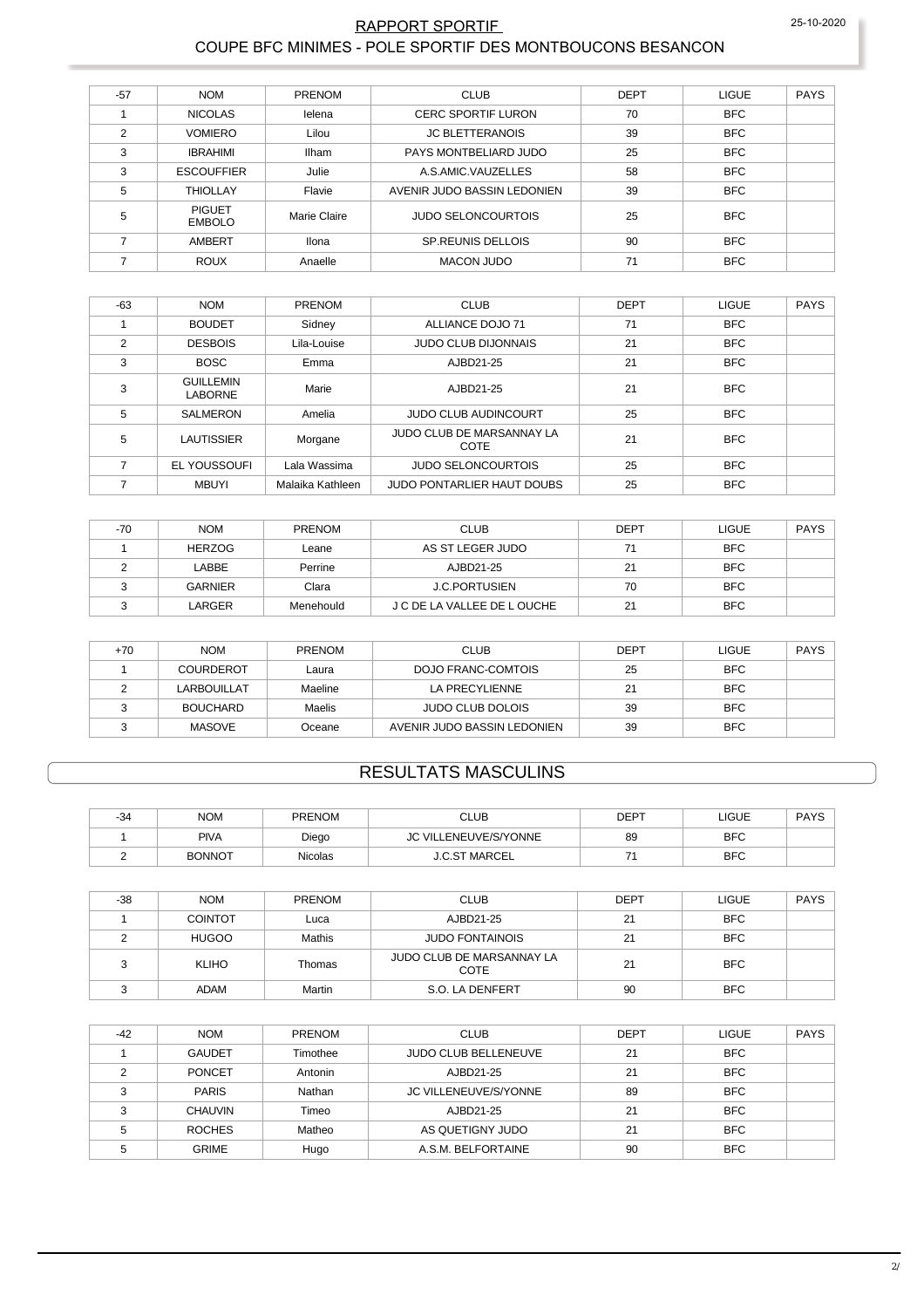| -57 | NOM | PRENOM | CLUB | DEPT | LIGUE | PAYS |
|---|---|---|---|---|---|---|
| 1 | NICOLAS | Ielena | CERC SPORTIF LURON | 70 | BFC | |
| 2 | VOMIERO | Lilou | JC BLETTERANOIS | 39 | BFC | |
| 3 | IBRAHIMI | Ilham | PAYS MONTBELIARD JUDO | 25 | BFC | |
| 3 | ESCOUFFIER | Julie | A.S.AMIC.VAUZELLES | 58 | BFC | |
| 5 | THIOLLAY | Flavie | AVENIR JUDO BASSIN LEDONIEN | 39 | BFC | |
| 5 | PIGUET EMBOLO | Marie Claire | JUDO SELONCOURTOIS | 25 | BFC | |
| 7 | AMBERT | Ilona | SP.REUNIS DELLOIS | 90 | BFC | |
| 7 | ROUX | Anaelle | MACON JUDO | 71 | BFC | |

| -63 | NOM | PRENOM | CLUB | DEPT | LIGUE | PAYS |
|---|---|---|---|---|---|---|
| 1 | BOUDET | Sidney | ALLIANCE DOJO 71 | 71 | BFC | |
| 2 | DESBOIS | Lila-Louise | JUDO CLUB DIJONNAIS | 21 | BFC | |
| 3 | BOSC | Emma | AJBD21-25 | 21 | BFC | |
| 3 | GUILLEMIN LABORNE | Marie | AJBD21-25 | 21 | BFC | |
| 5 | SALMERON | Amelia | JUDO CLUB AUDINCOURT | 25 | BFC | |
| 5 | LAUTISSIER | Morgane | JUDO CLUB DE MARSANNAY LA COTE | 21 | BFC | |
| 7 | EL YOUSSOUFI | Lala Wassima | JUDO SELONCOURTOIS | 25 | BFC | |
| 7 | MBUYI | Malaika Kathleen | JUDO PONTARLIER HAUT DOUBS | 25 | BFC | |

| -70 | NOM | PRENOM | CLUB | DEPT | LIGUE | PAYS |
|---|---|---|---|---|---|---|
| 1 | HERZOG | Leane | AS ST LEGER JUDO | 71 | BFC | |
| 2 | LABBE | Perrine | AJBD21-25 | 21 | BFC | |
| 3 | GARNIER | Clara | J.C.PORTUSIEN | 70 | BFC | |
| 3 | LARGER | Menehould | J C DE LA VALLEE DE L OUCHE | 21 | BFC | |

| +70 | NOM | PRENOM | CLUB | DEPT | LIGUE | PAYS |
|---|---|---|---|---|---|---|
| 1 | COURDEROT | Laura | DOJO FRANC-COMTOIS | 25 | BFC | |
| 2 | LARBOUILLAT | Maeline | LA PRECYLIENNE | 21 | BFC | |
| 3 | BOUCHARD | Maelis | JUDO CLUB DOLOIS | 39 | BFC | |
| 3 | MASOVE | Oceane | AVENIR JUDO BASSIN LEDONIEN | 39 | BFC | |

## RESULTATS MASCULINS

| -34 | NOM | PRENOM | CLUB | DEPT | LIGUE | PAYS |
|---|---|---|---|---|---|---|
| 1 | PIVA | Diego | JC VILLENEUVE/S/YONNE | 89 | BFC | |
| 2 | BONNOT | Nicolas | J.C.ST MARCEL | 71 | BFC | |

| -38 | NOM | PRENOM | CLUB | DEPT | LIGUE | PAYS |
|---|---|---|---|---|---|---|
| 1 | COINTOT | Luca | AJBD21-25 | 21 | BFC | |
| 2 | HUGOO | Mathis | JUDO FONTAINOIS | 21 | BFC | |
| 3 | KLIHO | Thomas | JUDO CLUB DE MARSANNAY LA COTE | 21 | BFC | |
| 3 | ADAM | Martin | S.O. LA DENFERT | 90 | BFC | |

| -42 | NOM | PRENOM | CLUB | DEPT | LIGUE | PAYS |
|---|---|---|---|---|---|---|
| 1 | GAUDET | Timothee | JUDO CLUB BELLENEUVE | 21 | BFC | |
| 2 | PONCET | Antonin | AJBD21-25 | 21 | BFC | |
| 3 | PARIS | Nathan | JC VILLENEUVE/S/YONNE | 89 | BFC | |
| 3 | CHAUVIN | Timeo | AJBD21-25 | 21 | BFC | |
| 5 | ROCHES | Matheo | AS QUETIGNY JUDO | 21 | BFC | |
| 5 | GRIME | Hugo | A.S.M. BELFORTAINE | 90 | BFC | |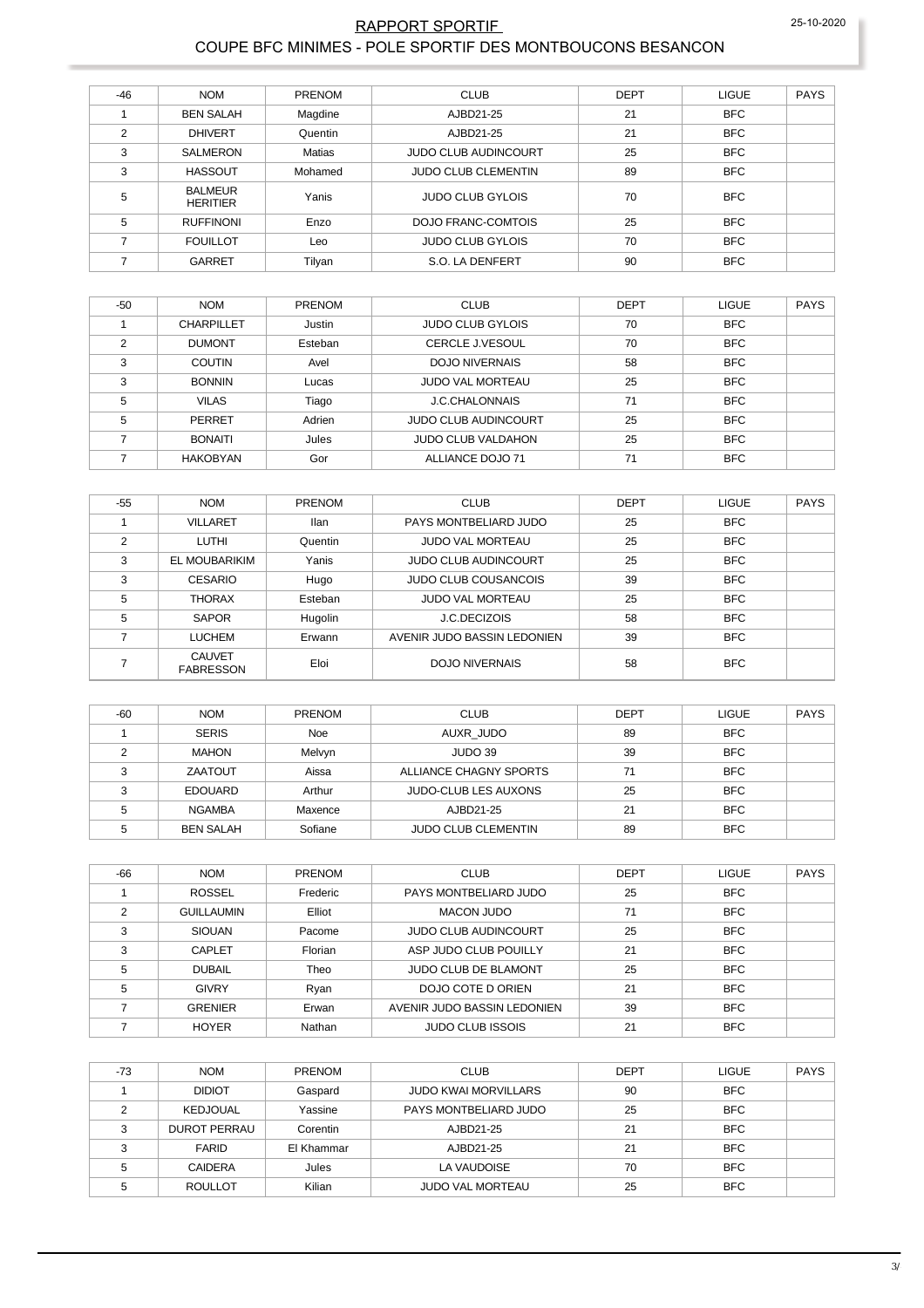# RAPPORT SPORTIF

## COUPE BFC MINIMES - POLE SPORTIF DES MONTBOUCONS BESANCON

| -46 | NOM | PRENOM | CLUB | DEPT | LIGUE | PAYS |
|---|---|---|---|---|---|---|
| 1 | BEN SALAH | Magdine | AJBD21-25 | 21 | BFC | |
| 2 | DHIVERT | Quentin | AJBD21-25 | 21 | BFC | |
| 3 | SALMERON | Matias | JUDO CLUB AUDINCOURT | 25 | BFC | |
| 3 | HASSOUT | Mohamed | JUDO CLUB CLEMENTIN | 89 | BFC | |
| 5 | BALMEUR HERITIER | Yanis | JUDO CLUB GYLOIS | 70 | BFC | |
| 5 | RUFFINONI | Enzo | DOJO FRANC-COMTOIS | 25 | BFC | |
| 7 | FOUILLOT | Leo | JUDO CLUB GYLOIS | 70 | BFC | |
| 7 | GARRET | Tilyan | S.O. LA DENFERT | 90 | BFC | |

| -50 | NOM | PRENOM | CLUB | DEPT | LIGUE | PAYS |
|---|---|---|---|---|---|---|
| 1 | CHARPILLET | Justin | JUDO CLUB GYLOIS | 70 | BFC | |
| 2 | DUMONT | Esteban | CERCLE J.VESOUL | 70 | BFC | |
| 3 | COUTIN | Avel | DOJO NIVERNAIS | 58 | BFC | |
| 3 | BONNIN | Lucas | JUDO VAL MORTEAU | 25 | BFC | |
| 5 | VILAS | Tiago | J.C.CHALONNAIS | 71 | BFC | |
| 5 | PERRET | Adrien | JUDO CLUB AUDINCOURT | 25 | BFC | |
| 7 | BONAITI | Jules | JUDO CLUB VALDAHON | 25 | BFC | |
| 7 | HAKOBYAN | Gor | ALLIANCE DOJO 71 | 71 | BFC | |

| -55 | NOM | PRENOM | CLUB | DEPT | LIGUE | PAYS |
|---|---|---|---|---|---|---|
| 1 | VILLARET | Ilan | PAYS MONTBELIARD JUDO | 25 | BFC | |
| 2 | LUTHI | Quentin | JUDO VAL MORTEAU | 25 | BFC | |
| 3 | EL MOUBARIKIM | Yanis | JUDO CLUB AUDINCOURT | 25 | BFC | |
| 3 | CESARIO | Hugo | JUDO CLUB COUSANCOIS | 39 | BFC | |
| 5 | THORAX | Esteban | JUDO VAL MORTEAU | 25 | BFC | |
| 5 | SAPOR | Hugolin | J.C.DECIZOIS | 58 | BFC | |
| 7 | LUCHEM | Erwann | AVENIR JUDO BASSIN LEDONIEN | 39 | BFC | |
| 7 | CAUVET FABRESSON | Eloi | DOJO NIVERNAIS | 58 | BFC | |

| -60 | NOM | PRENOM | CLUB | DEPT | LIGUE | PAYS |
|---|---|---|---|---|---|---|
| 1 | SERIS | Noe | AUXR_JUDO | 89 | BFC | |
| 2 | MAHON | Melvyn | JUDO 39 | 39 | BFC | |
| 3 | ZAATOUT | Aissa | ALLIANCE CHAGNY SPORTS | 71 | BFC | |
| 3 | EDOUARD | Arthur | JUDO-CLUB LES AUXONS | 25 | BFC | |
| 5 | NGAMBA | Maxence | AJBD21-25 | 21 | BFC | |
| 5 | BEN SALAH | Sofiane | JUDO CLUB CLEMENTIN | 89 | BFC | |

| -66 | NOM | PRENOM | CLUB | DEPT | LIGUE | PAYS |
|---|---|---|---|---|---|---|
| 1 | ROSSEL | Frederic | PAYS MONTBELIARD JUDO | 25 | BFC | |
| 2 | GUILLAUMIN | Elliot | MACON JUDO | 71 | BFC | |
| 3 | SIOUAN | Pacome | JUDO CLUB AUDINCOURT | 25 | BFC | |
| 3 | CAPLET | Florian | ASP JUDO CLUB POUILLY | 21 | BFC | |
| 5 | DUBAIL | Theo | JUDO CLUB DE BLAMONT | 25 | BFC | |
| 5 | GIVRY | Ryan | DOJO COTE D ORIEN | 21 | BFC | |
| 7 | GRENIER | Erwan | AVENIR JUDO BASSIN LEDONIEN | 39 | BFC | |
| 7 | HOYER | Nathan | JUDO CLUB ISSOIS | 21 | BFC | |

| -73 | NOM | PRENOM | CLUB | DEPT | LIGUE | PAYS |
|---|---|---|---|---|---|---|
| 1 | DIDIOT | Gaspard | JUDO KWAI MORVILLARS | 90 | BFC | |
| 2 | KEDJOUAL | Yassine | PAYS MONTBELIARD JUDO | 25 | BFC | |
| 3 | DUROT PERRAU | Corentin | AJBD21-25 | 21 | BFC | |
| 3 | FARID | El Khammar | AJBD21-25 | 21 | BFC | |
| 5 | CAIDERA | Jules | LA VAUDOISE | 70 | BFC | |
| 5 | ROULLOT | Kilian | JUDO VAL MORTEAU | 25 | BFC | |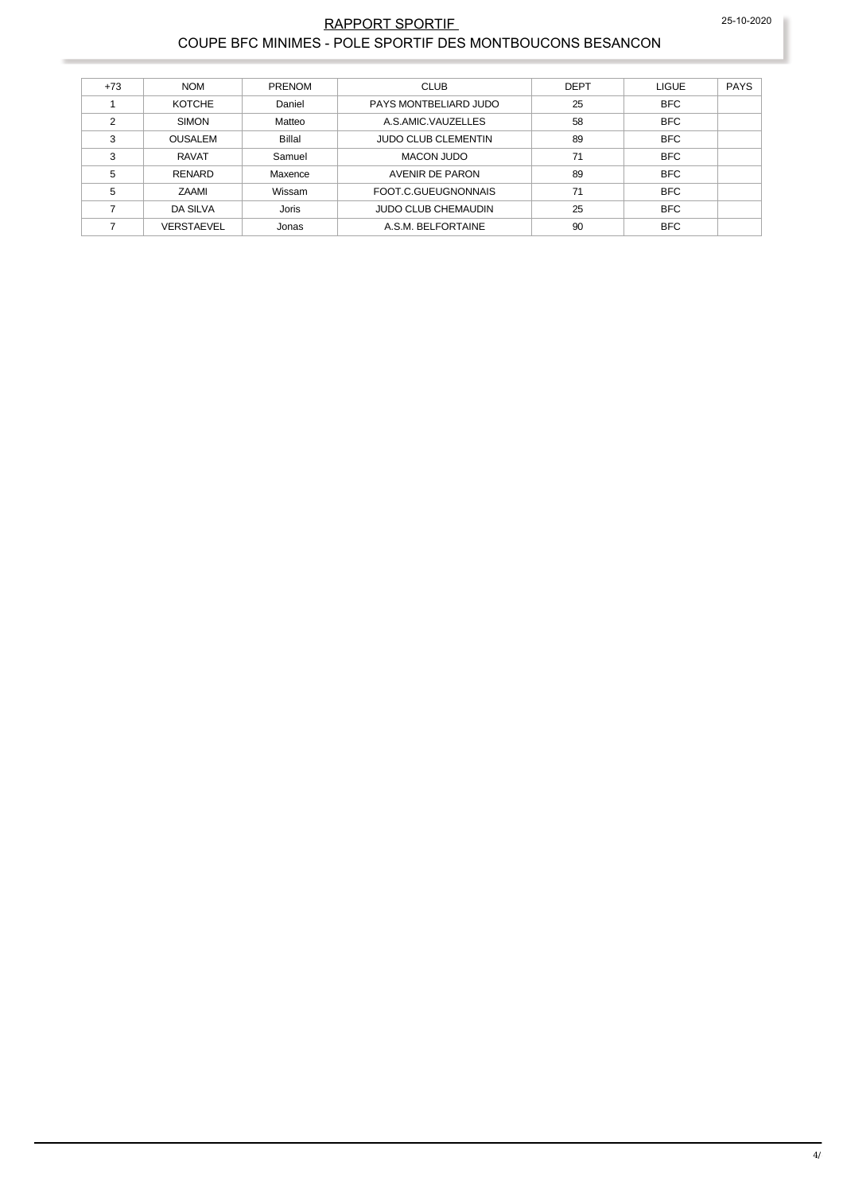RAPPORT SPORTIF

COUPE BFC MINIMES - POLE SPORTIF DES MONTBOUCONS BESANCON

| +73 | NOM | PRENOM | CLUB | DEPT | LIGUE | PAYS |
|---|---|---|---|---|---|---|
| 1 | KOTCHE | Daniel | PAYS MONTBELIARD JUDO | 25 | BFC | |
| 2 | SIMON | Matteo | A.S.AMIC.VAUZELLES | 58 | BFC | |
| 3 | OUSALEM | Billal | JUDO CLUB CLEMENTIN | 89 | BFC | |
| 3 | RAVAT | Samuel | MACON JUDO | 71 | BFC | |
| 5 | RENARD | Maxence | AVENIR DE PARON | 89 | BFC | |
| 5 | ZAAMI | Wissam | FOOT.C.GUEUGNONNAIS | 71 | BFC | |
| 7 | DA SILVA | Joris | JUDO CLUB CHEMAUDIN | 25 | BFC | |
| 7 | VERSTAEVEL | Jonas | A.S.M. BELFORTAINE | 90 | BFC | |